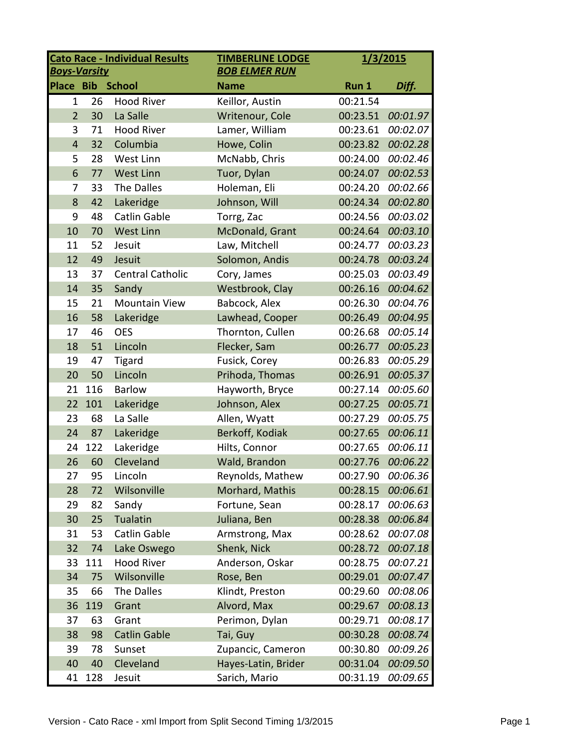| **Cato Race - Individual Results** | | | **TIMBERLINE LODGE** | **1/3/2015** | |
|---|---|---|---|---|---|
| ***Boys-Varsity*** | | | ***BOB ELMER RUN*** | | |
| **Place** | **Bib** | **School** | **Name** | **Run 1** | ***Diff.*** |
| 1 | 26 | Hood River | Keillor, Austin | 00:21.54 | |
| 2 | 30 | La Salle | Writenour, Cole | 00:23.51 | *00:01.97* |
| 3 | 71 | Hood River | Lamer, William | 00:23.61 | *00:02.07* |
| 4 | 32 | Columbia | Howe, Colin | 00:23.82 | *00:02.28* |
| 5 | 28 | West Linn | McNabb, Chris | 00:24.00 | *00:02.46* |
| 6 | 77 | West Linn | Tuor, Dylan | 00:24.07 | *00:02.53* |
| 7 | 33 | The Dalles | Holeman, Eli | 00:24.20 | *00:02.66* |
| 8 | 42 | Lakeridge | Johnson, Will | 00:24.34 | *00:02.80* |
| 9 | 48 | Catlin Gable | Torrg, Zac | 00:24.56 | *00:03.02* |
| 10 | 70 | West Linn | McDonald, Grant | 00:24.64 | *00:03.10* |
| 11 | 52 | Jesuit | Law, Mitchell | 00:24.77 | *00:03.23* |
| 12 | 49 | Jesuit | Solomon, Andis | 00:24.78 | *00:03.24* |
| 13 | 37 | Central Catholic | Cory, James | 00:25.03 | *00:03.49* |
| 14 | 35 | Sandy | Westbrook, Clay | 00:26.16 | *00:04.62* |
| 15 | 21 | Mountain View | Babcock, Alex | 00:26.30 | *00:04.76* |
| 16 | 58 | Lakeridge | Lawhead, Cooper | 00:26.49 | *00:04.95* |
| 17 | 46 | OES | Thornton, Cullen | 00:26.68 | *00:05.14* |
| 18 | 51 | Lincoln | Flecker, Sam | 00:26.77 | *00:05.23* |
| 19 | 47 | Tigard | Fusick, Corey | 00:26.83 | *00:05.29* |
| 20 | 50 | Lincoln | Prihoda, Thomas | 00:26.91 | *00:05.37* |
| 21 | 116 | Barlow | Hayworth, Bryce | 00:27.14 | *00:05.60* |
| 22 | 101 | Lakeridge | Johnson, Alex | 00:27.25 | *00:05.71* |
| 23 | 68 | La Salle | Allen, Wyatt | 00:27.29 | *00:05.75* |
| 24 | 87 | Lakeridge | Berkoff, Kodiak | 00:27.65 | *00:06.11* |
| 24 | 122 | Lakeridge | Hilts, Connor | 00:27.65 | *00:06.11* |
| 26 | 60 | Cleveland | Wald, Brandon | 00:27.76 | *00:06.22* |
| 27 | 95 | Lincoln | Reynolds, Mathew | 00:27.90 | *00:06.36* |
| 28 | 72 | Wilsonville | Morhard, Mathis | 00:28.15 | *00:06.61* |
| 29 | 82 | Sandy | Fortune, Sean | 00:28.17 | *00:06.63* |
| 30 | 25 | Tualatin | Juliana, Ben | 00:28.38 | *00:06.84* |
| 31 | 53 | Catlin Gable | Armstrong, Max | 00:28.62 | *00:07.08* |
| 32 | 74 | Lake Oswego | Shenk, Nick | 00:28.72 | *00:07.18* |
| 33 | 111 | Hood River | Anderson, Oskar | 00:28.75 | *00:07.21* |
| 34 | 75 | Wilsonville | Rose, Ben | 00:29.01 | *00:07.47* |
| 35 | 66 | The Dalles | Klindt, Preston | 00:29.60 | *00:08.06* |
| 36 | 119 | Grant | Alvord, Max | 00:29.67 | *00:08.13* |
| 37 | 63 | Grant | Perimon, Dylan | 00:29.71 | *00:08.17* |
| 38 | 98 | Catlin Gable | Tai, Guy | 00:30.28 | *00:08.74* |
| 39 | 78 | Sunset | Zupancic, Cameron | 00:30.80 | *00:09.26* |
| 40 | 40 | Cleveland | Hayes-Latin, Brider | 00:31.04 | *00:09.50* |
| 41 | 128 | Jesuit | Sarich, Mario | 00:31.19 | *00:09.65* |

Version - Cato Race - xml Import from Split Second Timing 1/3/2015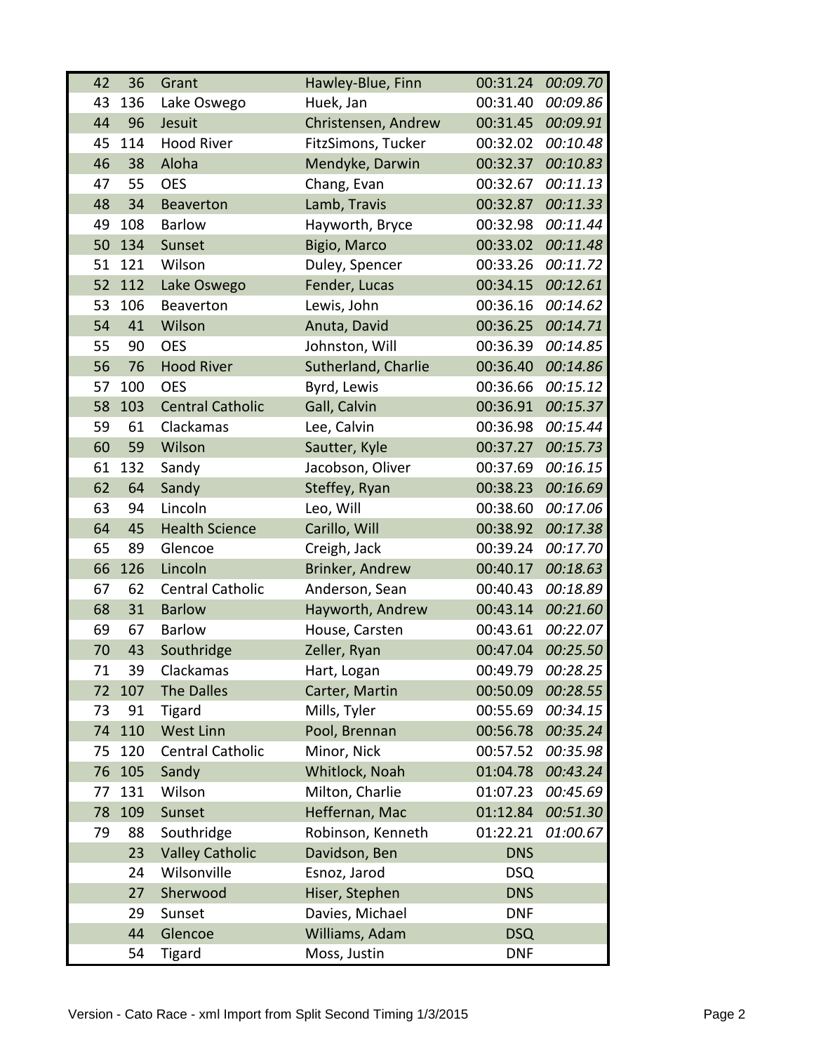| | | | | | |
|---|---|---|---|---|---|
| 42 | 36 | Grant | Hawley-Blue, Finn | 00:31.24 | *00:09.70* |
| 43 | 136 | Lake Oswego | Huek, Jan | 00:31.40 | *00:09.86* |
| 44 | 96 | Jesuit | Christensen, Andrew | 00:31.45 | *00:09.91* |
| 45 | 114 | Hood River | FitzSimons, Tucker | 00:32.02 | *00:10.48* |
| 46 | 38 | Aloha | Mendyke, Darwin | 00:32.37 | *00:10.83* |
| 47 | 55 | OES | Chang, Evan | 00:32.67 | *00:11.13* |
| 48 | 34 | Beaverton | Lamb, Travis | 00:32.87 | *00:11.33* |
| 49 | 108 | Barlow | Hayworth, Bryce | 00:32.98 | *00:11.44* |
| 50 | 134 | Sunset | Bigio, Marco | 00:33.02 | *00:11.48* |
| 51 | 121 | Wilson | Duley, Spencer | 00:33.26 | *00:11.72* |
| 52 | 112 | Lake Oswego | Fender, Lucas | 00:34.15 | *00:12.61* |
| 53 | 106 | Beaverton | Lewis, John | 00:36.16 | *00:14.62* |
| 54 | 41 | Wilson | Anuta, David | 00:36.25 | *00:14.71* |
| 55 | 90 | OES | Johnston, Will | 00:36.39 | *00:14.85* |
| 56 | 76 | Hood River | Sutherland, Charlie | 00:36.40 | *00:14.86* |
| 57 | 100 | OES | Byrd, Lewis | 00:36.66 | *00:15.12* |
| 58 | 103 | Central Catholic | Gall, Calvin | 00:36.91 | *00:15.37* |
| 59 | 61 | Clackamas | Lee, Calvin | 00:36.98 | *00:15.44* |
| 60 | 59 | Wilson | Sautter, Kyle | 00:37.27 | *00:15.73* |
| 61 | 132 | Sandy | Jacobson, Oliver | 00:37.69 | *00:16.15* |
| 62 | 64 | Sandy | Steffey, Ryan | 00:38.23 | *00:16.69* |
| 63 | 94 | Lincoln | Leo, Will | 00:38.60 | *00:17.06* |
| 64 | 45 | Health Science | Carillo, Will | 00:38.92 | *00:17.38* |
| 65 | 89 | Glencoe | Creigh, Jack | 00:39.24 | *00:17.70* |
| 66 | 126 | Lincoln | Brinker, Andrew | 00:40.17 | *00:18.63* |
| 67 | 62 | Central Catholic | Anderson, Sean | 00:40.43 | *00:18.89* |
| 68 | 31 | Barlow | Hayworth, Andrew | 00:43.14 | *00:21.60* |
| 69 | 67 | Barlow | House, Carsten | 00:43.61 | *00:22.07* |
| 70 | 43 | Southridge | Zeller, Ryan | 00:47.04 | *00:25.50* |
| 71 | 39 | Clackamas | Hart, Logan | 00:49.79 | *00:28.25* |
| 72 | 107 | The Dalles | Carter, Martin | 00:50.09 | *00:28.55* |
| 73 | 91 | Tigard | Mills, Tyler | 00:55.69 | *00:34.15* |
| 74 | 110 | West Linn | Pool, Brennan | 00:56.78 | *00:35.24* |
| 75 | 120 | Central Catholic | Minor, Nick | 00:57.52 | *00:35.98* |
| 76 | 105 | Sandy | Whitlock, Noah | 01:04.78 | *00:43.24* |
| 77 | 131 | Wilson | Milton, Charlie | 01:07.23 | *00:45.69* |
| 78 | 109 | Sunset | Heffernan, Mac | 01:12.84 | *00:51.30* |
| 79 | 88 | Southridge | Robinson, Kenneth | 01:22.21 | *01:00.67* |
| | 23 | Valley Catholic | Davidson, Ben | DNS | |
| | 24 | Wilsonville | Esnoz, Jarod | DSQ | |
| | 27 | Sherwood | Hiser, Stephen | DNS | |
| | 29 | Sunset | Davies, Michael | DNF | |
| | 44 | Glencoe | Williams, Adam | DSQ | |
| | 54 | Tigard | Moss, Justin | DNF | |

Version - Cato Race - xml Import from Split Second Timing 1/3/2015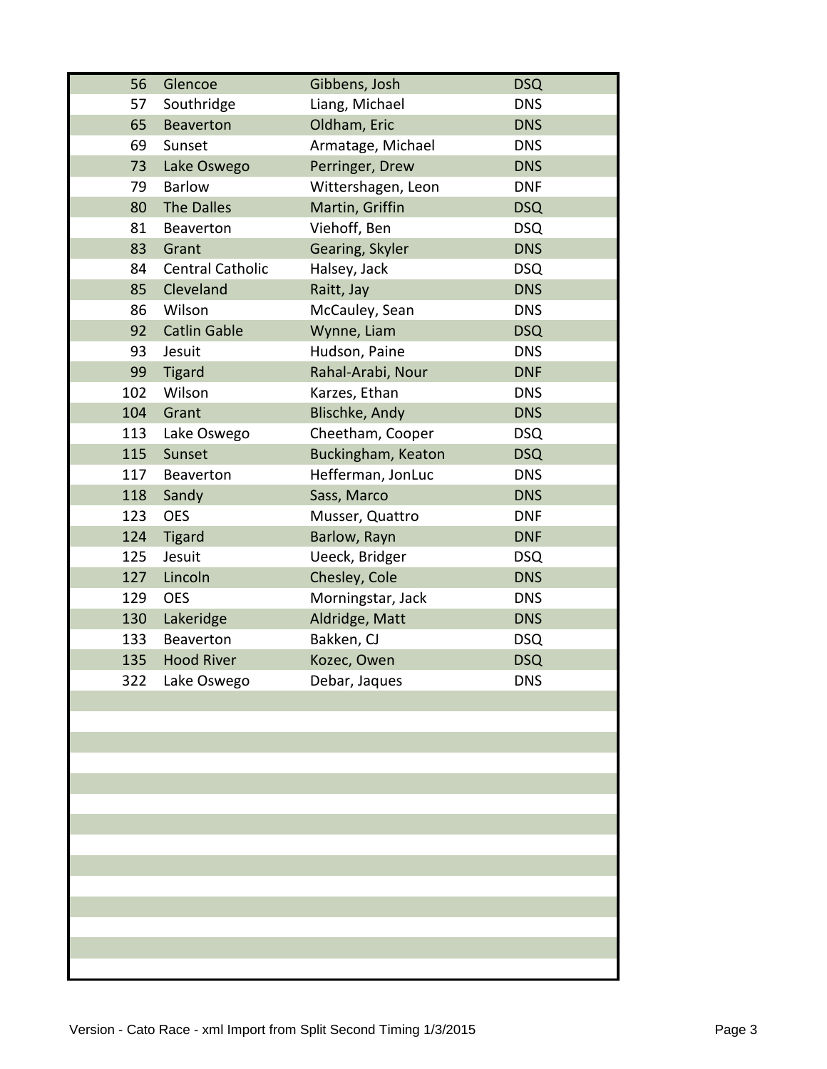| | | | |
|---|---|---|---|
| 56 | Glencoe | Gibbens, Josh | DSQ |
| 57 | Southridge | Liang, Michael | DNS |
| 65 | Beaverton | Oldham, Eric | DNS |
| 69 | Sunset | Armatage, Michael | DNS |
| 73 | Lake Oswego | Perringer, Drew | DNS |
| 79 | Barlow | Wittershagen, Leon | DNF |
| 80 | The Dalles | Martin, Griffin | DSQ |
| 81 | Beaverton | Viehoff, Ben | DSQ |
| 83 | Grant | Gearing, Skyler | DNS |
| 84 | Central Catholic | Halsey, Jack | DSQ |
| 85 | Cleveland | Raitt, Jay | DNS |
| 86 | Wilson | McCauley, Sean | DNS |
| 92 | Catlin Gable | Wynne, Liam | DSQ |
| 93 | Jesuit | Hudson, Paine | DNS |
| 99 | Tigard | Rahal-Arabi, Nour | DNF |
| 102 | Wilson | Karzes, Ethan | DNS |
| 104 | Grant | Blischke, Andy | DNS |
| 113 | Lake Oswego | Cheetham, Cooper | DSQ |
| 115 | Sunset | Buckingham, Keaton | DSQ |
| 117 | Beaverton | Hefferman, JonLuc | DNS |
| 118 | Sandy | Sass, Marco | DNS |
| 123 | OES | Musser, Quattro | DNF |
| 124 | Tigard | Barlow, Rayn | DNF |
| 125 | Jesuit | Ueeck, Bridger | DSQ |
| 127 | Lincoln | Chesley, Cole | DNS |
| 129 | OES | Morningstar, Jack | DNS |
| 130 | Lakeridge | Aldridge, Matt | DNS |
| 133 | Beaverton | Bakken, CJ | DSQ |
| 135 | Hood River | Kozec, Owen | DSQ |
| 322 | Lake Oswego | Debar, Jaques | DNS |

Version - Cato Race - xml Import from Split Second Timing 1/3/2015